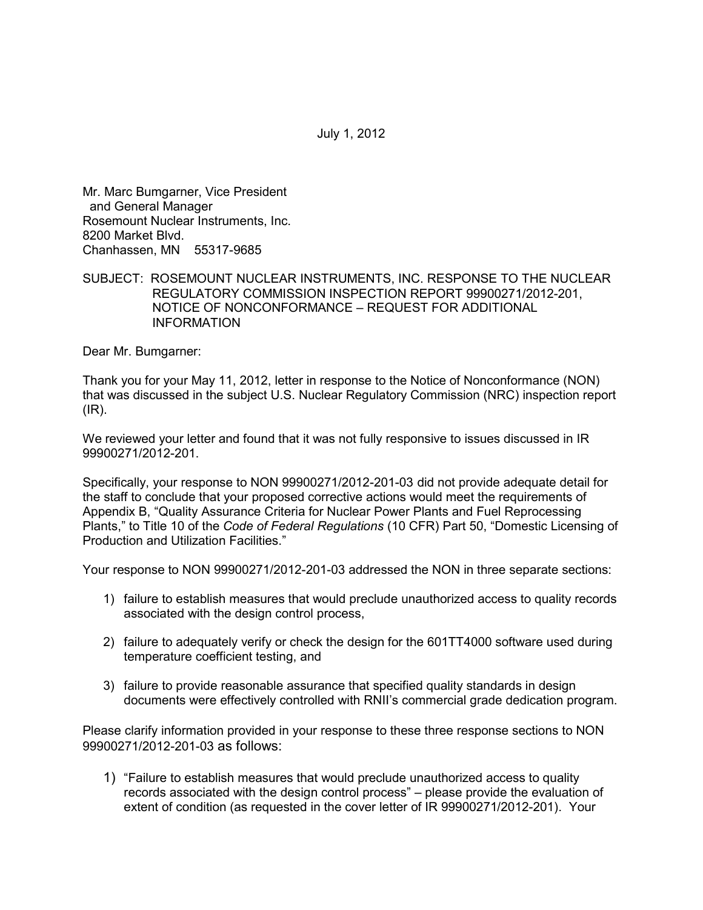July 1, 2012

Mr. Marc Bumgarner, Vice President
and General Manager
Rosemount Nuclear Instruments, Inc.
8200 Market Blvd.
Chanhassen, MN 55317-9685

SUBJECT: ROSEMOUNT NUCLEAR INSTRUMENTS, INC. RESPONSE TO THE NUCLEAR REGULATORY COMMISSION INSPECTION REPORT 99900271/2012-201, NOTICE OF NONCONFORMANCE – REQUEST FOR ADDITIONAL INFORMATION

Dear Mr. Bumgarner:

Thank you for your May 11, 2012, letter in response to the Notice of Nonconformance (NON) that was discussed in the subject U.S. Nuclear Regulatory Commission (NRC) inspection report (IR).

We reviewed your letter and found that it was not fully responsive to issues discussed in IR 99900271/2012-201.

Specifically, your response to NON 99900271/2012-201-03 did not provide adequate detail for the staff to conclude that your proposed corrective actions would meet the requirements of Appendix B, "Quality Assurance Criteria for Nuclear Power Plants and Fuel Reprocessing Plants," to Title 10 of the *Code of Federal Regulations* (10 CFR) Part 50, "Domestic Licensing of Production and Utilization Facilities."

Your response to NON 99900271/2012-201-03 addressed the NON in three separate sections:

1) failure to establish measures that would preclude unauthorized access to quality records associated with the design control process,

2) failure to adequately verify or check the design for the 601TT4000 software used during temperature coefficient testing, and

3) failure to provide reasonable assurance that specified quality standards in design documents were effectively controlled with RNII's commercial grade dedication program.

Please clarify information provided in your response to these three response sections to NON 99900271/2012-201-03 as follows:

1) "Failure to establish measures that would preclude unauthorized access to quality records associated with the design control process" – please provide the evaluation of extent of condition (as requested in the cover letter of IR 99900271/2012-201). Your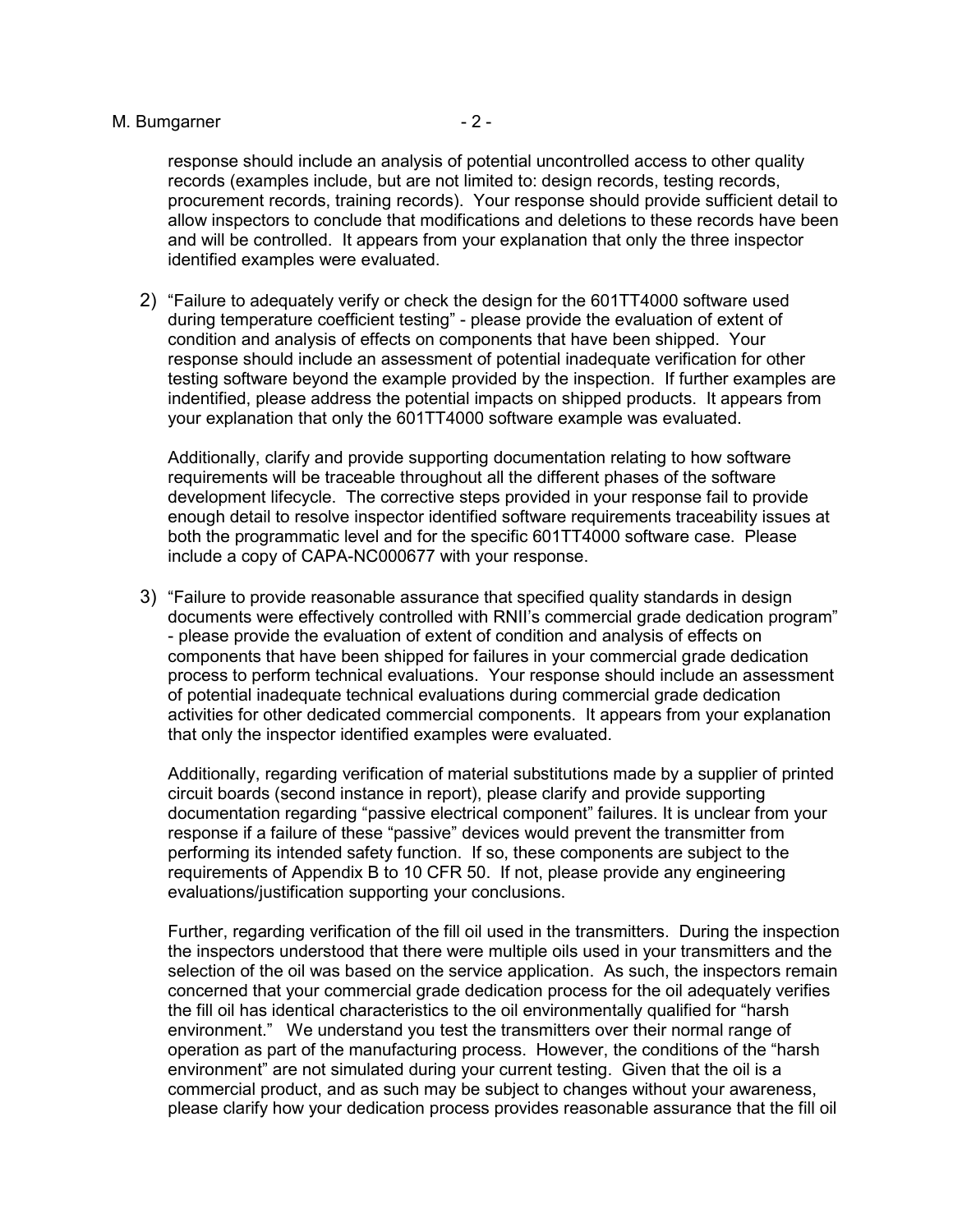response should include an analysis of potential uncontrolled access to other quality records (examples include, but are not limited to: design records, testing records, procurement records, training records). Your response should provide sufficient detail to allow inspectors to conclude that modifications and deletions to these records have been and will be controlled. It appears from your explanation that only the three inspector identified examples were evaluated.

2) "Failure to adequately verify or check the design for the 601TT4000 software used during temperature coefficient testing" - please provide the evaluation of extent of condition and analysis of effects on components that have been shipped. Your response should include an assessment of potential inadequate verification for other testing software beyond the example provided by the inspection. If further examples are indentified, please address the potential impacts on shipped products. It appears from your explanation that only the 601TT4000 software example was evaluated.

   Additionally, clarify and provide supporting documentation relating to how software requirements will be traceable throughout all the different phases of the software development lifecycle. The corrective steps provided in your response fail to provide enough detail to resolve inspector identified software requirements traceability issues at both the programmatic level and for the specific 601TT4000 software case. Please include a copy of CAPA-NC000677 with your response.

3) "Failure to provide reasonable assurance that specified quality standards in design documents were effectively controlled with RNII's commercial grade dedication program" - please provide the evaluation of extent of condition and analysis of effects on components that have been shipped for failures in your commercial grade dedication process to perform technical evaluations. Your response should include an assessment of potential inadequate technical evaluations during commercial grade dedication activities for other dedicated commercial components. It appears from your explanation that only the inspector identified examples were evaluated.

   Additionally, regarding verification of material substitutions made by a supplier of printed circuit boards (second instance in report), please clarify and provide supporting documentation regarding "passive electrical component" failures. It is unclear from your response if a failure of these "passive" devices would prevent the transmitter from performing its intended safety function. If so, these components are subject to the requirements of Appendix B to 10 CFR 50. If not, please provide any engineering evaluations/justification supporting your conclusions.

   Further, regarding verification of the fill oil used in the transmitters. During the inspection the inspectors understood that there were multiple oils used in your transmitters and the selection of the oil was based on the service application. As such, the inspectors remain concerned that your commercial grade dedication process for the oil adequately verifies the fill oil has identical characteristics to the oil environmentally qualified for "harsh environment." We understand you test the transmitters over their normal range of operation as part of the manufacturing process. However, the conditions of the "harsh environment" are not simulated during your current testing. Given that the oil is a commercial product, and as such may be subject to changes without your awareness, please clarify how your dedication process provides reasonable assurance that the fill oil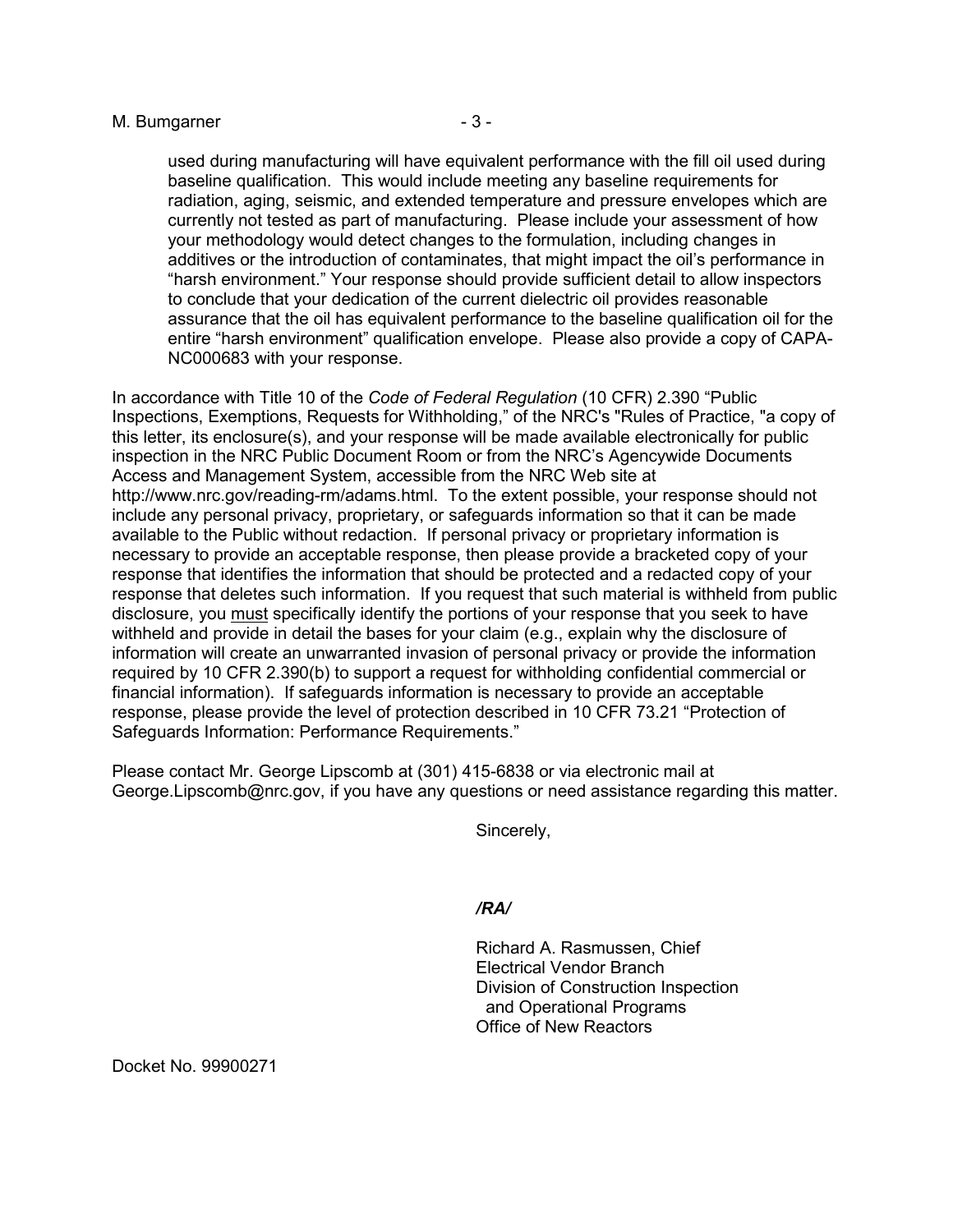used during manufacturing will have equivalent performance with the fill oil used during baseline qualification. This would include meeting any baseline requirements for radiation, aging, seismic, and extended temperature and pressure envelopes which are currently not tested as part of manufacturing. Please include your assessment of how your methodology would detect changes to the formulation, including changes in additives or the introduction of contaminates, that might impact the oil's performance in "harsh environment." Your response should provide sufficient detail to allow inspectors to conclude that your dedication of the current dielectric oil provides reasonable assurance that the oil has equivalent performance to the baseline qualification oil for the entire "harsh environment" qualification envelope. Please also provide a copy of CAPA-NC000683 with your response.

In accordance with Title 10 of the *Code of Federal Regulation* (10 CFR) 2.390 "Public Inspections, Exemptions, Requests for Withholding," of the NRC's "Rules of Practice, "a copy of this letter, its enclosure(s), and your response will be made available electronically for public inspection in the NRC Public Document Room or from the NRC's Agencywide Documents Access and Management System, accessible from the NRC Web site at http://www.nrc.gov/reading-rm/adams.html. To the extent possible, your response should not include any personal privacy, proprietary, or safeguards information so that it can be made available to the Public without redaction. If personal privacy or proprietary information is necessary to provide an acceptable response, then please provide a bracketed copy of your response that identifies the information that should be protected and a redacted copy of your response that deletes such information. If you request that such material is withheld from public disclosure, you <u>must</u> specifically identify the portions of your response that you seek to have withheld and provide in detail the bases for your claim (e.g., explain why the disclosure of information will create an unwarranted invasion of personal privacy or provide the information required by 10 CFR 2.390(b) to support a request for withholding confidential commercial or financial information). If safeguards information is necessary to provide an acceptable response, please provide the level of protection described in 10 CFR 73.21 "Protection of Safeguards Information: Performance Requirements."

Please contact Mr. George Lipscomb at (301) 415-6838 or via electronic mail at George.Lipscomb@nrc.gov, if you have any questions or need assistance regarding this matter.

Sincerely,

***/RA/***

Richard A. Rasmussen, Chief
Electrical Vendor Branch
Division of Construction Inspection
and Operational Programs
Office of New Reactors

Docket No. 99900271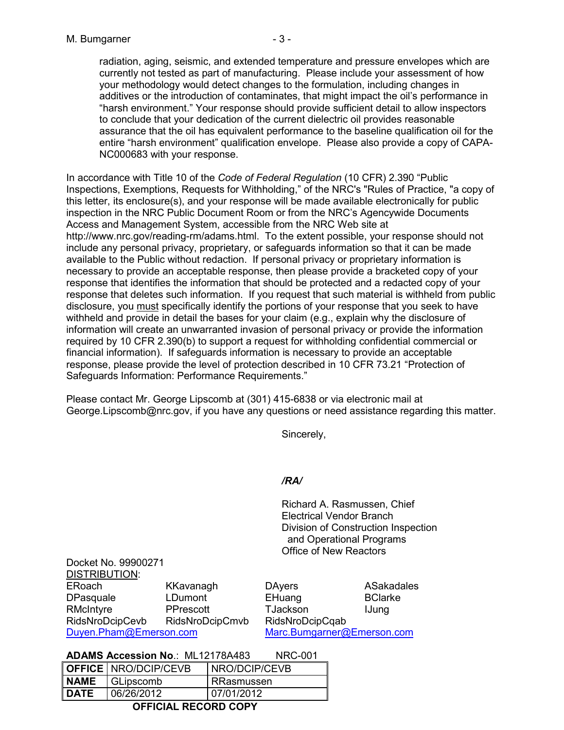radiation, aging, seismic, and extended temperature and pressure envelopes which are currently not tested as part of manufacturing. Please include your assessment of how your methodology would detect changes to the formulation, including changes in additives or the introduction of contaminates, that might impact the oil's performance in "harsh environment." Your response should provide sufficient detail to allow inspectors to conclude that your dedication of the current dielectric oil provides reasonable assurance that the oil has equivalent performance to the baseline qualification oil for the entire "harsh environment" qualification envelope. Please also provide a copy of CAPA-NC000683 with your response.

In accordance with Title 10 of the *Code of Federal Regulation* (10 CFR) 2.390 "Public Inspections, Exemptions, Requests for Withholding," of the NRC's "Rules of Practice, "a copy of this letter, its enclosure(s), and your response will be made available electronically for public inspection in the NRC Public Document Room or from the NRC's Agencywide Documents Access and Management System, accessible from the NRC Web site at http://www.nrc.gov/reading-rm/adams.html. To the extent possible, your response should not include any personal privacy, proprietary, or safeguards information so that it can be made available to the Public without redaction. If personal privacy or proprietary information is necessary to provide an acceptable response, then please provide a bracketed copy of your response that identifies the information that should be protected and a redacted copy of your response that deletes such information. If you request that such material is withheld from public disclosure, you <u>must</u> specifically identify the portions of your response that you seek to have withheld and provide in detail the bases for your claim (e.g., explain why the disclosure of information will create an unwarranted invasion of personal privacy or provide the information required by 10 CFR 2.390(b) to support a request for withholding confidential commercial or financial information). If safeguards information is necessary to provide an acceptable response, please provide the level of protection described in 10 CFR 73.21 "Protection of Safeguards Information: Performance Requirements."

Please contact Mr. George Lipscomb at (301) 415-6838 or via electronic mail at George.Lipscomb@nrc.gov, if you have any questions or need assistance regarding this matter.

Sincerely,

***/RA/***

Richard A. Rasmussen, Chief
Electrical Vendor Branch
Division of Construction Inspection
and Operational Programs
Office of New Reactors

Docket No. 99900271

<u>DISTRIBUTION</u>:

| | | | |
|---|---|---|---|
| ERoach | KKavanagh | DAyers | ASakadales |
| DPasquale | LDumont | EHuang | BClarke |
| RMcIntyre | PPrescott | TJackson | IJung |
| RidsNroDcipCevb | RidsNroDcipCmvb | RidsNroDcipCqab | |
| Duyen.Pham@Emerson.com | | Marc.Bumgarner@Emerson.com | |

**ADAMS Accession No**.: ML12178A483 NRC-001

| **OFFICE** | NRO/DCIP/CEVB | NRO/DCIP/CEVB |
|---|---|---|
| **NAME** | GLipscomb | RRasmussen |
| **DATE** | 06/26/2012 | 07/01/2012 |

**OFFICIAL RECORD COPY**